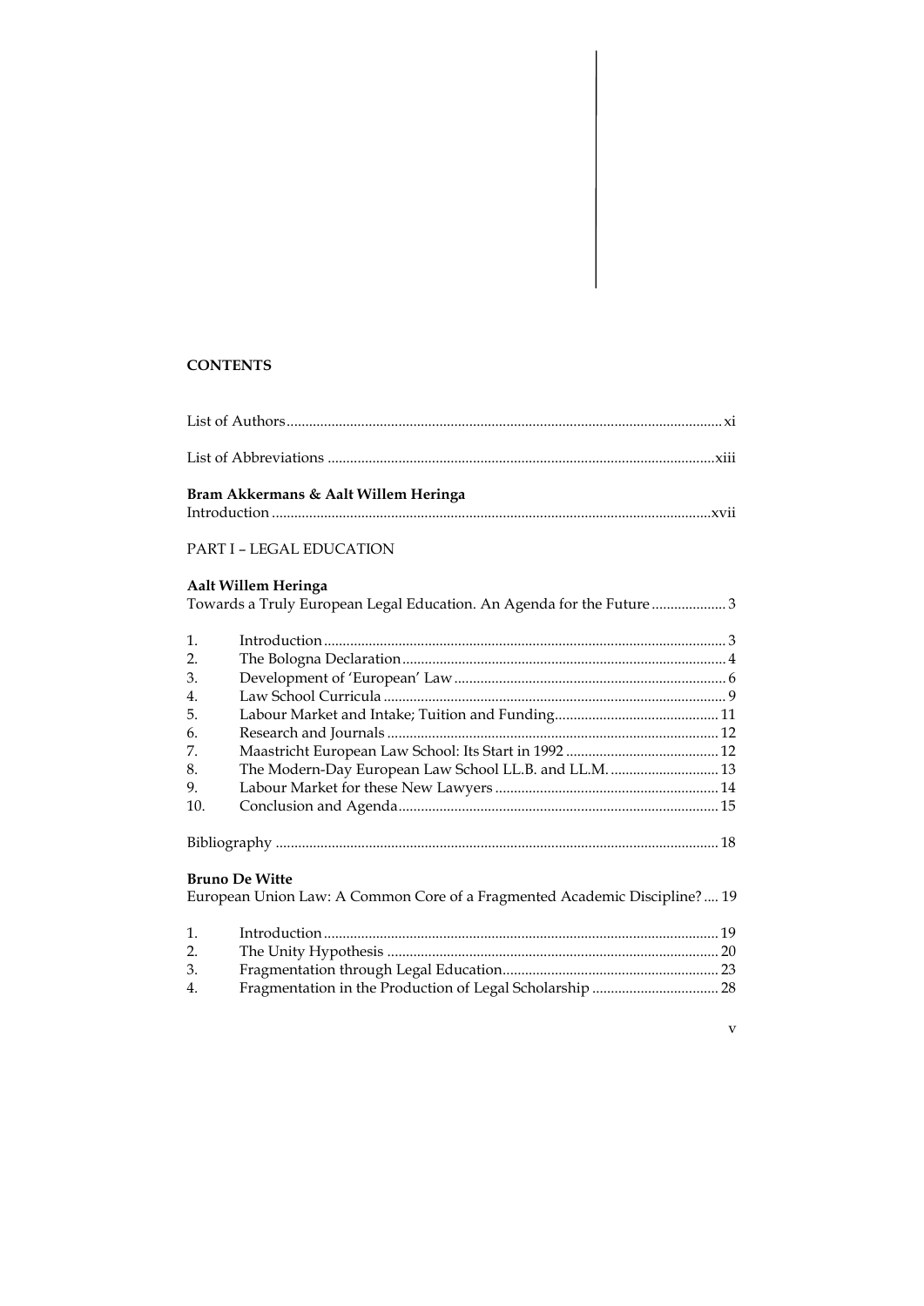# CONTENTS

List of Authors ... xi

List of Abbreviations ... xiii

**Bram Akkermans & Aalt Willem Heringa**
Introduction ... xvii

PART I – LEGAL EDUCATION

**Aalt Willem Heringa**
Towards a Truly European Legal Education. An Agenda for the Future ... 3

1. Introduction ... 3
2. The Bologna Declaration ... 4
3. Development of 'European' Law ... 6
4. Law School Curricula ... 9
5. Labour Market and Intake; Tuition and Funding ... 11
6. Research and Journals ... 12
7. Maastricht European Law School: Its Start in 1992 ... 12
8. The Modern-Day European Law School LL.B. and LL.M. ... 13
9. Labour Market for these New Lawyers ... 14
10. Conclusion and Agenda ... 15

Bibliography ... 18

**Bruno De Witte**
European Union Law: A Common Core of a Fragmented Academic Discipline? ... 19

1. Introduction ... 19
2. The Unity Hypothesis ... 20
3. Fragmentation through Legal Education ... 23
4. Fragmentation in the Production of Legal Scholarship ... 28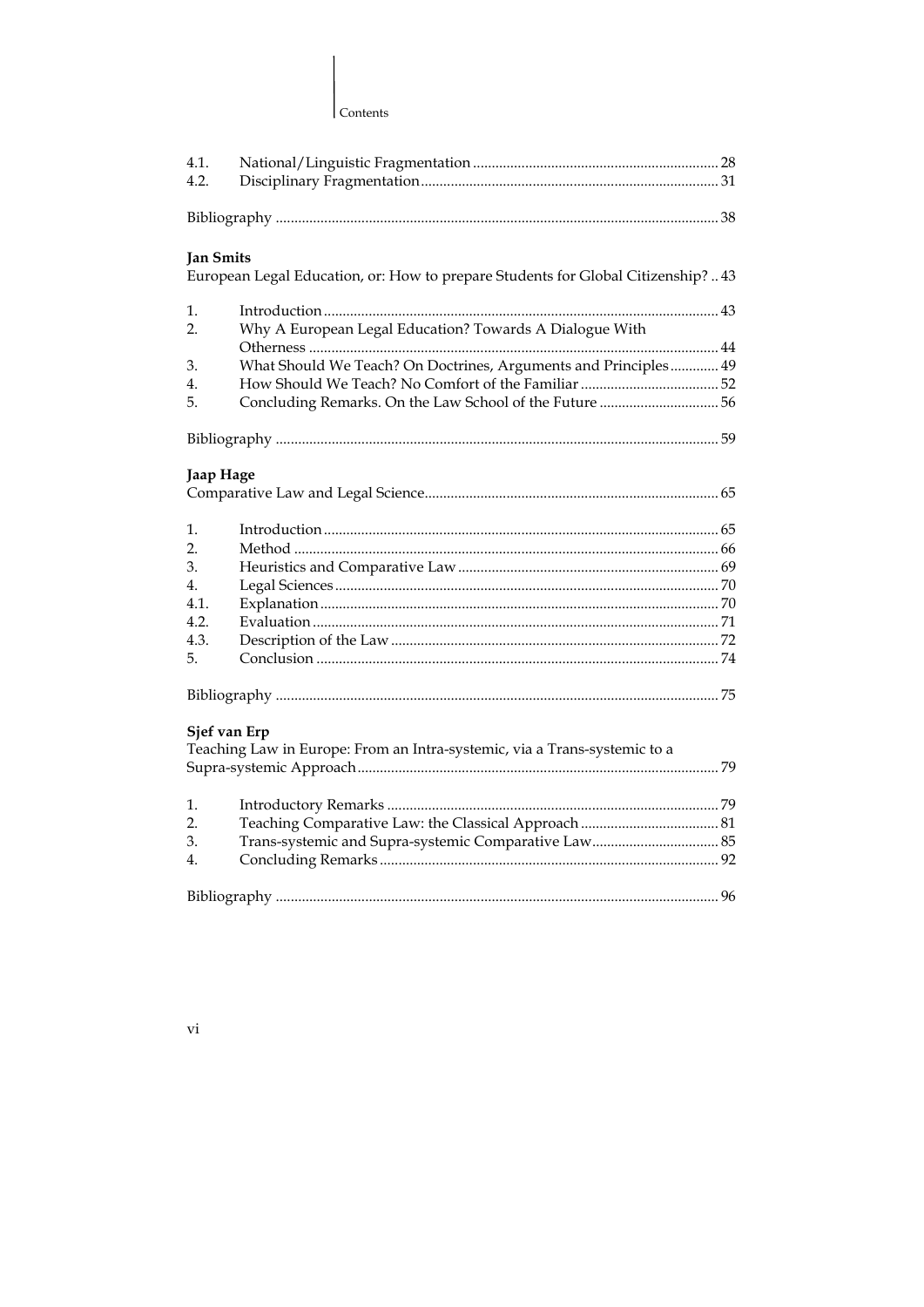4.1. National/Linguistic Fragmentation ... 28
4.2. Disciplinary Fragmentation ... 31

Bibliography ... 38

**Jan Smits**

European Legal Education, or: How to prepare Students for Global Citizenship? .. 43

1. Introduction ... 43
2. Why A European Legal Education? Towards A Dialogue With Otherness ... 44
3. What Should We Teach? On Doctrines, Arguments and Principles ... 49
4. How Should We Teach? No Comfort of the Familiar ... 52
5. Concluding Remarks. On the Law School of the Future ... 56

Bibliography ... 59

**Jaap Hage**

Comparative Law and Legal Science ... 65

1. Introduction ... 65
2. Method ... 66
3. Heuristics and Comparative Law ... 69
4. Legal Sciences ... 70
4.1. Explanation ... 70
4.2. Evaluation ... 71
4.3. Description of the Law ... 72
5. Conclusion ... 74

Bibliography ... 75

**Sjef van Erp**

Teaching Law in Europe: From an Intra-systemic, via a Trans-systemic to a Supra-systemic Approach ... 79

1. Introductory Remarks ... 79
2. Teaching Comparative Law: the Classical Approach ... 81
3. Trans-systemic and Supra-systemic Comparative Law ... 85
4. Concluding Remarks ... 92

Bibliography ... 96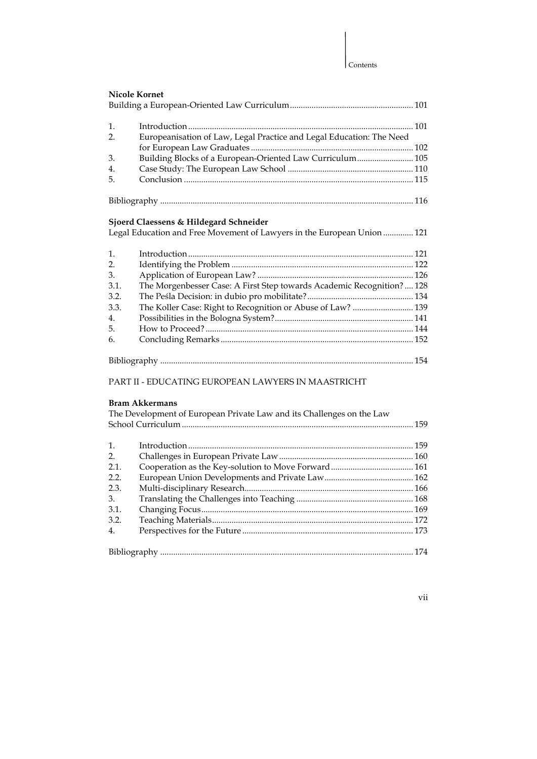**Nicole Kornet**
Building a European-Oriented Law Curriculum ..... 101

1. Introduction ..... 101
2. Europeanisation of Law, Legal Practice and Legal Education: The Need for European Law Graduates ..... 102
3. Building Blocks of a European-Oriented Law Curriculum ..... 105
4. Case Study: The European Law School ..... 110
5. Conclusion ..... 115

Bibliography ..... 116

**Sjoerd Claessens & Hildegard Schneider**
Legal Education and Free Movement of Lawyers in the European Union ..... 121

1. Introduction ..... 121
2. Identifying the Problem ..... 122
3. Application of European Law? ..... 126
3.1. The Morgenbesser Case: A First Step towards Academic Recognition? ..... 128
3.2. The Peśla Decision: in dubio pro mobilitate? ..... 134
3.3. The Koller Case: Right to Recognition or Abuse of Law? ..... 139
4. Possibilities in the Bologna System? ..... 141
5. How to Proceed? ..... 144
6. Concluding Remarks ..... 152

Bibliography ..... 154

PART II - EDUCATING EUROPEAN LAWYERS IN MAASTRICHT

**Bram Akkermans**
The Development of European Private Law and its Challenges on the Law School Curriculum ..... 159

1. Introduction ..... 159
2. Challenges in European Private Law ..... 160
2.1. Cooperation as the Key-solution to Move Forward ..... 161
2.2. European Union Developments and Private Law ..... 162
2.3. Multi-disciplinary Research ..... 166
3. Translating the Challenges into Teaching ..... 168
3.1. Changing Focus ..... 169
3.2. Teaching Materials ..... 172
4. Perspectives for the Future ..... 173

Bibliography ..... 174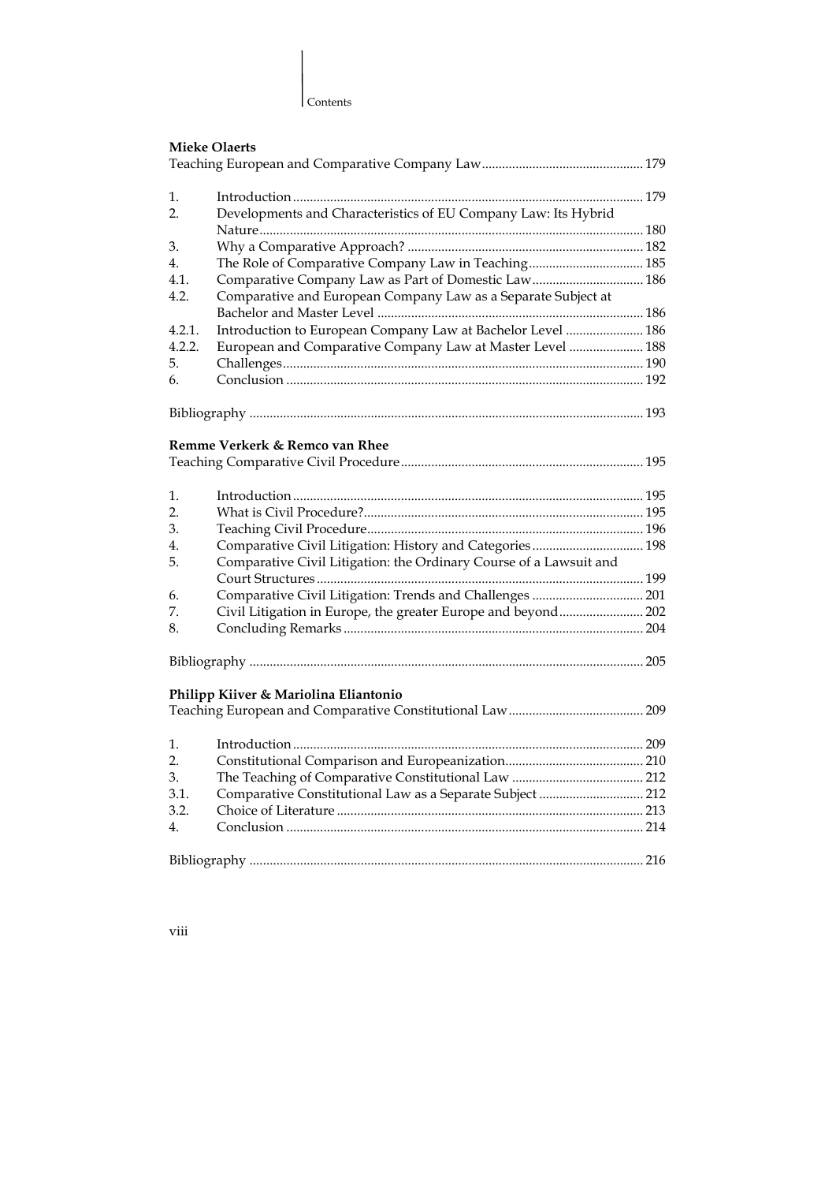**Mieke Olaerts**

Teaching European and Comparative Company Law ... 179

| | | |
|---|---|---|
| 1. | Introduction | 179 |
| 2. | Developments and Characteristics of EU Company Law: Its Hybrid Nature | 180 |
| 3. | Why a Comparative Approach? | 182 |
| 4. | The Role of Comparative Company Law in Teaching | 185 |
| 4.1. | Comparative Company Law as Part of Domestic Law | 186 |
| 4.2. | Comparative and European Company Law as a Separate Subject at Bachelor and Master Level | 186 |
| 4.2.1. | Introduction to European Company Law at Bachelor Level | 186 |
| 4.2.2. | European and Comparative Company Law at Master Level | 188 |
| 5. | Challenges | 190 |
| 6. | Conclusion | 192 |

Bibliography ... 193

**Remme Verkerk & Remco van Rhee**

Teaching Comparative Civil Procedure ... 195

| | | |
|---|---|---|
| 1. | Introduction | 195 |
| 2. | What is Civil Procedure? | 195 |
| 3. | Teaching Civil Procedure | 196 |
| 4. | Comparative Civil Litigation: History and Categories | 198 |
| 5. | Comparative Civil Litigation: the Ordinary Course of a Lawsuit and Court Structures | 199 |
| 6. | Comparative Civil Litigation: Trends and Challenges | 201 |
| 7. | Civil Litigation in Europe, the greater Europe and beyond | 202 |
| 8. | Concluding Remarks | 204 |

Bibliography ... 205

**Philipp Kiiver & Mariolina Eliantonio**

Teaching European and Comparative Constitutional Law ... 209

| | | |
|---|---|---|
| 1. | Introduction | 209 |
| 2. | Constitutional Comparison and Europeanization | 210 |
| 3. | The Teaching of Comparative Constitutional Law | 212 |
| 3.1. | Comparative Constitutional Law as a Separate Subject | 212 |
| 3.2. | Choice of Literature | 213 |
| 4. | Conclusion | 214 |

Bibliography ... 216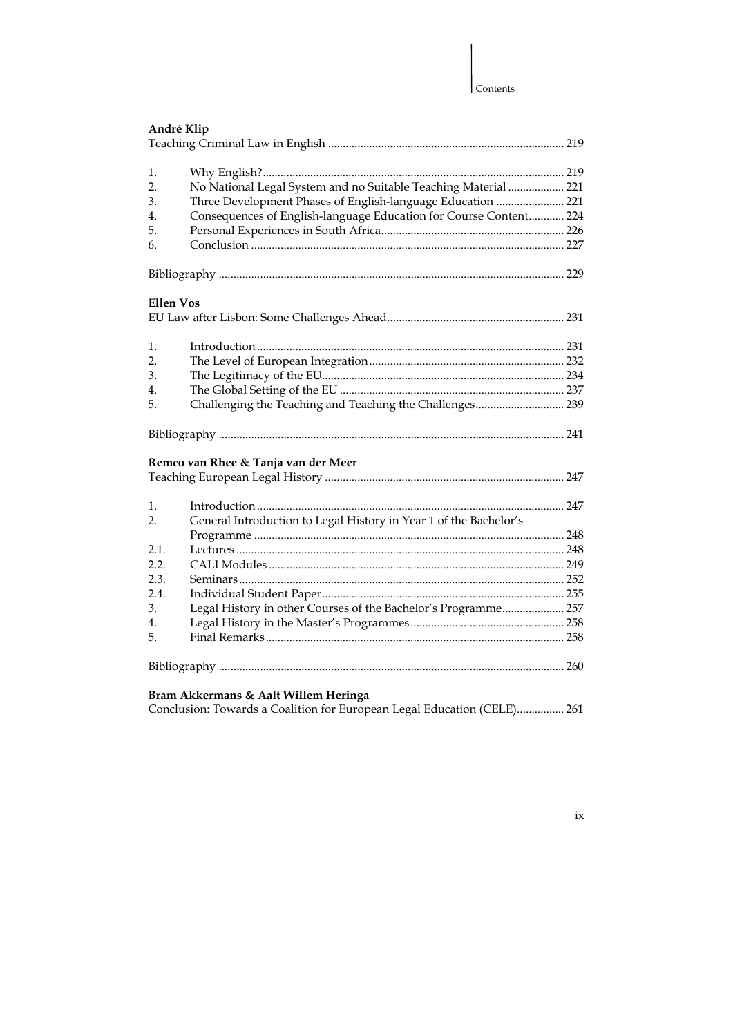**André Klip**

Teaching Criminal Law in English ... 219

1. Why English? ... 219
2. No National Legal System and no Suitable Teaching Material ... 221
3. Three Development Phases of English-language Education ... 221
4. Consequences of English-language Education for Course Content ... 224
5. Personal Experiences in South Africa ... 226
6. Conclusion ... 227

Bibliography ... 229

**Ellen Vos**

EU Law after Lisbon: Some Challenges Ahead ... 231

1. Introduction ... 231
2. The Level of European Integration ... 232
3. The Legitimacy of the EU ... 234
4. The Global Setting of the EU ... 237
5. Challenging the Teaching and Teaching the Challenges ... 239

Bibliography ... 241

**Remco van Rhee & Tanja van der Meer**

Teaching European Legal History ... 247

1. Introduction ... 247
2. General Introduction to Legal History in Year 1 of the Bachelor's Programme ... 248

2.1. Lectures ... 248
2.2. CALI Modules ... 249
2.3. Seminars ... 252
2.4. Individual Student Paper ... 255

3. Legal History in other Courses of the Bachelor's Programme ... 257
4. Legal History in the Master's Programmes ... 258
5. Final Remarks ... 258

Bibliography ... 260

**Bram Akkermans & Aalt Willem Heringa**

Conclusion: Towards a Coalition for European Legal Education (CELE) ... 261